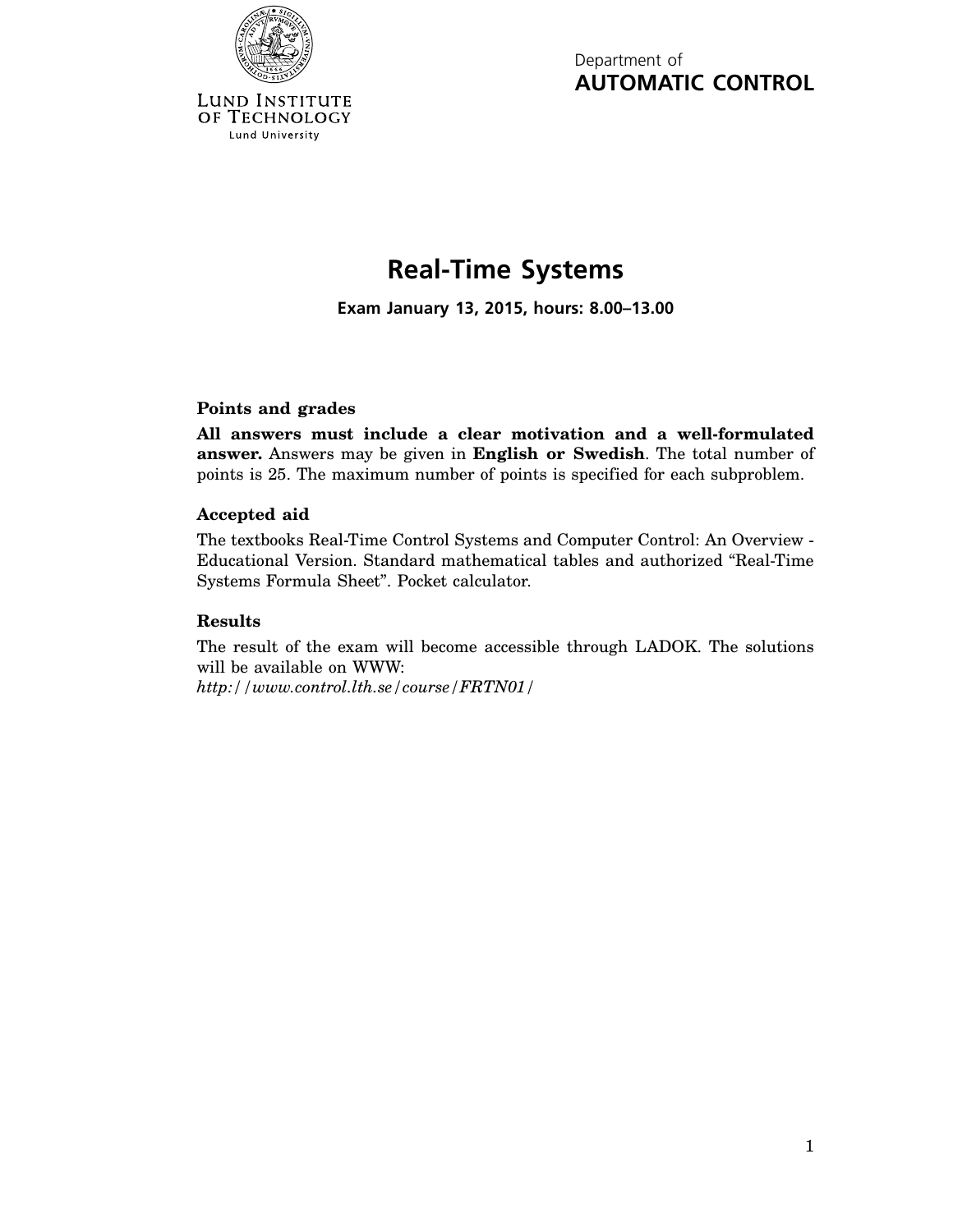Lund Institute of Technology
Lund University

Department of
**AUTOMATIC CONTROL**

# Real-Time Systems

**Exam January 13, 2015, hours: 8.00–13.00**

### Points and grades

**All answers must include a clear motivation and a well-formulated answer.** Answers may be given in **English or Swedish**. The total number of points is 25. The maximum number of points is specified for each subproblem.

### Accepted aid

The textbooks Real-Time Control Systems and Computer Control: An Overview - Educational Version. Standard mathematical tables and authorized "Real-Time Systems Formula Sheet". Pocket calculator.

### Results

The result of the exam will become accessible through LADOK. The solutions will be available on WWW:
*http://www.control.lth.se/course/FRTN01/*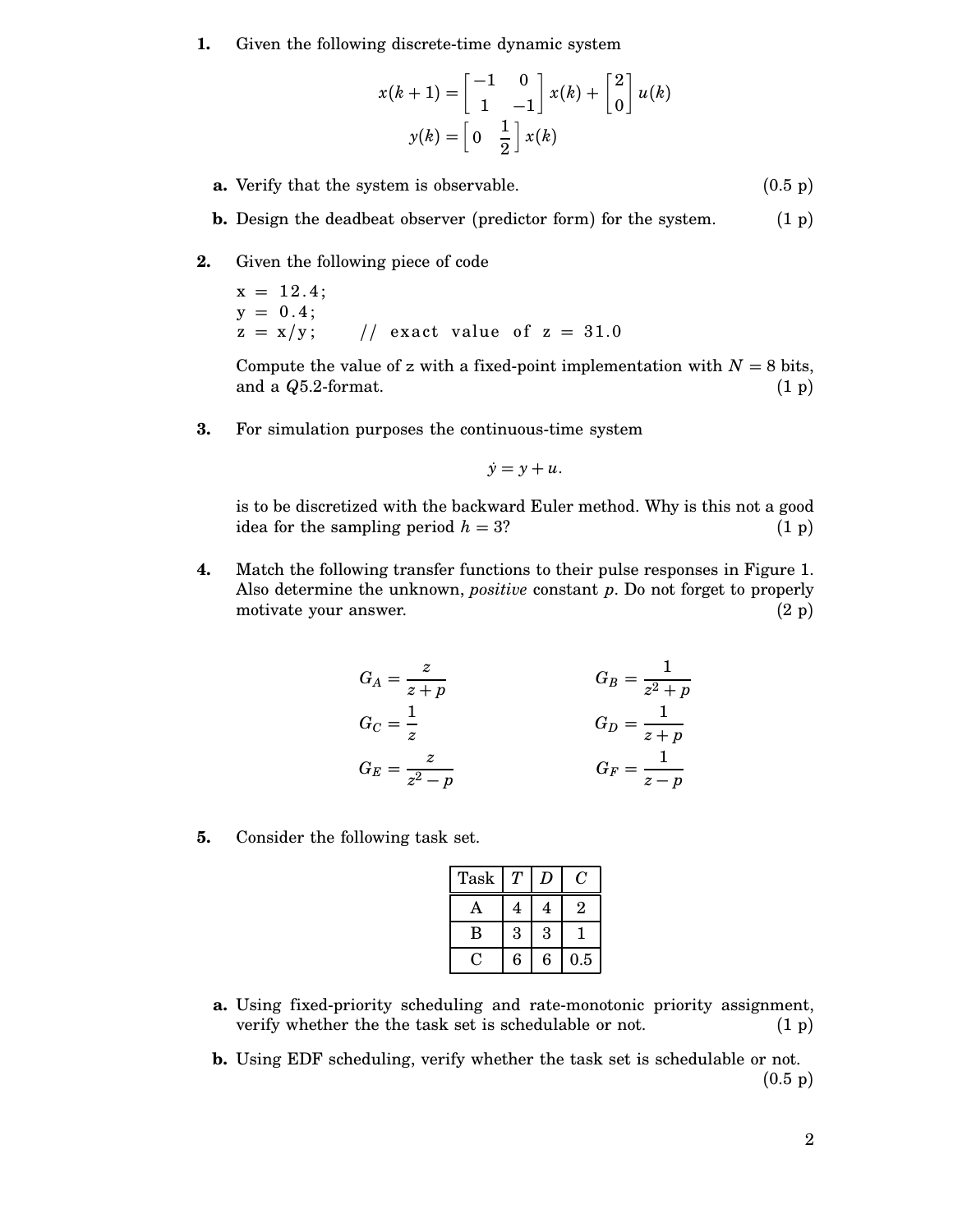**1.** Given the following discrete-time dynamic system

$$x(k+1) = \begin{bmatrix} -1 & 0 \\ 1 & -1 \end{bmatrix} x(k) + \begin{bmatrix} 2 \\ 0 \end{bmatrix} u(k)$$

$$y(k) = \begin{bmatrix} 0 & \frac{1}{2} \end{bmatrix} x(k)$$

**a.** Verify that the system is observable. (0.5 p)

**b.** Design the deadbeat observer (predictor form) for the system. (1 p)

**2.** Given the following piece of code

```
x = 12.4;
y = 0.4;
z = x/y;        // exact value of z = 31.0
```

Compute the value of z with a fixed-point implementation with $N = 8$ bits, and a $Q5.2$-format. (1 p)

**3.** For simulation purposes the continuous-time system

$$\dot{y} = y + u.$$

is to be discretized with the backward Euler method. Why is this not a good idea for the sampling period $h = 3$? (1 p)

**4.** Match the following transfer functions to their pulse responses in Figure 1. Also determine the unknown, *positive* constant $p$. Do not forget to properly motivate your answer. (2 p)

$$G_A = \frac{z}{z+p} \qquad G_B = \frac{1}{z^2+p}$$

$$G_C = \frac{1}{z} \qquad G_D = \frac{1}{z+p}$$

$$G_E = \frac{z}{z^2-p} \qquad G_F = \frac{1}{z-p}$$

**5.** Consider the following task set.

| Task | $T$ | $D$ | $C$ |
|---|---|---|---|
| A | 4 | 4 | 2 |
| B | 3 | 3 | 1 |
| C | 6 | 6 | 0.5 |

**a.** Using fixed-priority scheduling and rate-monotonic priority assignment, verify whether the the task set is schedulable or not. (1 p)

**b.** Using EDF scheduling, verify whether the task set is schedulable or not. (0.5 p)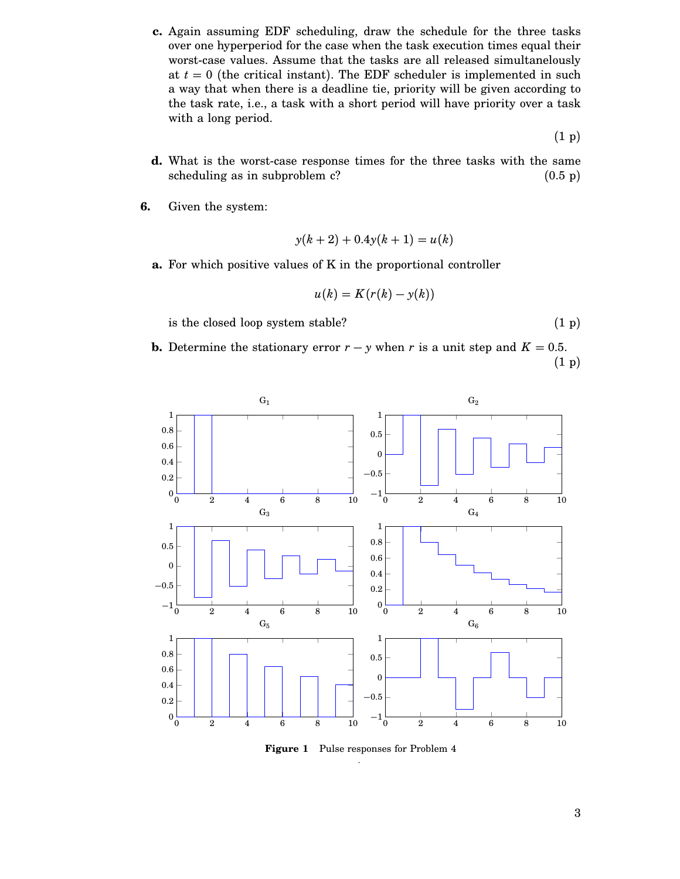**c.** Again assuming EDF scheduling, draw the schedule for the three tasks over one hyperperiod for the case when the task execution times equal their worst-case values. Assume that the tasks are all released simultanelously at $t = 0$ (the critical instant). The EDF scheduler is implemented in such a way that when there is a deadline tie, priority will be given according to the task rate, i.e., a task with a short period will have priority over a task with a long period.

(1 p)

**d.** What is the worst-case response times for the three tasks with the same scheduling as in subproblem c? (0.5 p)

**6.** Given the system:

$$y(k+2) + 0.4y(k+1) = u(k)$$

**a.** For which positive values of K in the proportional controller

$$u(k) = K(r(k) - y(k))$$

is the closed loop system stable? (1 p)

**b.** Determine the stationary error $r - y$ when $r$ is a unit step and $K = 0.5$. (1 p)

**Figure 1** Pulse responses for Problem 4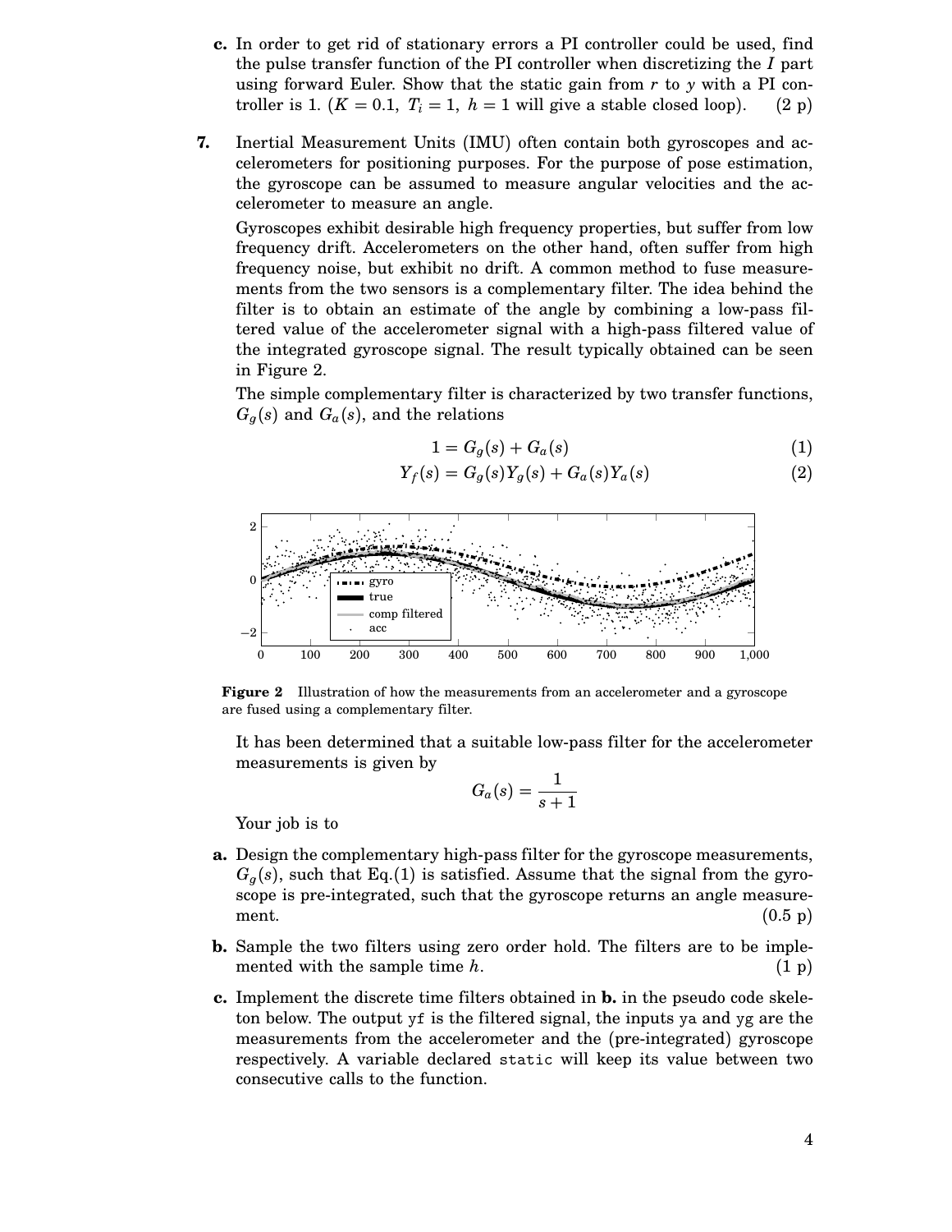**c.** In order to get rid of stationary errors a PI controller could be used, find the pulse transfer function of the PI controller when discretizing the $I$ part using forward Euler. Show that the static gain from $r$ to $y$ with a PI controller is 1. ($K = 0.1,\ T_i = 1,\ h = 1$ will give a stable closed loop). (2 p)

**7.** Inertial Measurement Units (IMU) often contain both gyroscopes and accelerometers for positioning purposes. For the purpose of pose estimation, the gyroscope can be assumed to measure angular velocities and the accelerometer to measure an angle.

Gyroscopes exhibit desirable high frequency properties, but suffer from low frequency drift. Accelerometers on the other hand, often suffer from high frequency noise, but exhibit no drift. A common method to fuse measurements from the two sensors is a complementary filter. The idea behind the filter is to obtain an estimate of the angle by combining a low-pass filtered value of the accelerometer signal with a high-pass filtered value of the integrated gyroscope signal. The result typically obtained can be seen in Figure 2.

The simple complementary filter is characterized by two transfer functions, $G_g(s)$ and $G_a(s)$, and the relations

$$1 = G_g(s) + G_a(s) \tag{1}$$

$$Y_f(s) = G_g(s)Y_g(s) + G_a(s)Y_a(s) \tag{2}$$

**Figure 2** Illustration of how the measurements from an accelerometer and a gyroscope are fused using a complementary filter.

It has been determined that a suitable low-pass filter for the accelerometer measurements is given by

$$G_a(s) = \frac{1}{s+1}$$

Your job is to

**a.** Design the complementary high-pass filter for the gyroscope measurements, $G_g(s)$, such that Eq.(1) is satisfied. Assume that the signal from the gyroscope is pre-integrated, such that the gyroscope returns an angle measurement. (0.5 p)

**b.** Sample the two filters using zero order hold. The filters are to be implemented with the sample time $h$. (1 p)

**c.** Implement the discrete time filters obtained in **b.** in the pseudo code skeleton below. The output `yf` is the filtered signal, the inputs `ya` and `yg` are the measurements from the accelerometer and the (pre-integrated) gyroscope respectively. A variable declared `static` will keep its value between two consecutive calls to the function.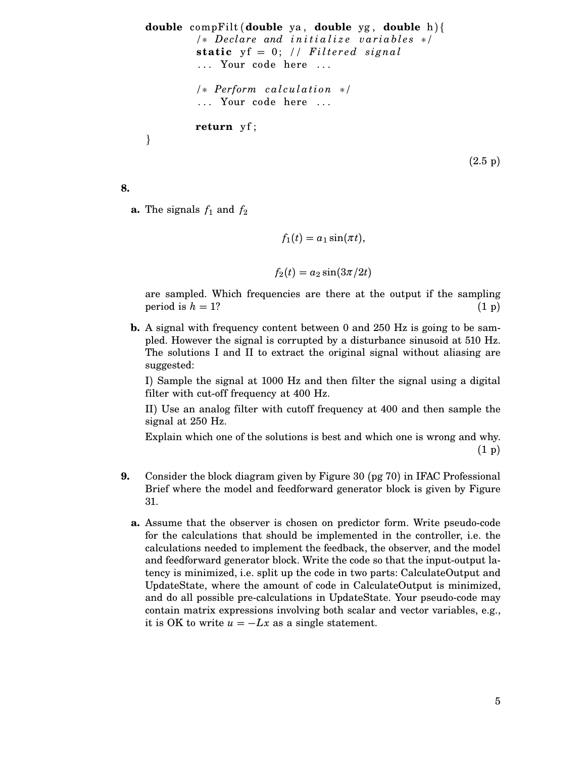```
double compFilt(double ya, double yg, double h){
        /* Declare and initialize variables */
        static yf = 0; // Filtered signal
        ... Your code here ...

        /* Perform calculation */
        ... Your code here ...

        return yf;
}
```

(2.5 p)

**8.**

**a.** The signals $f_1$ and $f_2$

$$f_1(t) = a_1 \sin(\pi t),$$

$$f_2(t) = a_2 \sin(3\pi/2t)$$

are sampled. Which frequencies are there at the output if the sampling period is $h = 1$? (1 p)

**b.** A signal with frequency content between 0 and 250 Hz is going to be sampled. However the signal is corrupted by a disturbance sinusoid at 510 Hz. The solutions I and II to extract the original signal without aliasing are suggested:

I) Sample the signal at 1000 Hz and then filter the signal using a digital filter with cut-off frequency at 400 Hz.

II) Use an analog filter with cutoff frequency at 400 and then sample the signal at 250 Hz.

Explain which one of the solutions is best and which one is wrong and why. (1 p)

**9.** Consider the block diagram given by Figure 30 (pg 70) in IFAC Professional Brief where the model and feedforward generator block is given by Figure 31.

**a.** Assume that the observer is chosen on predictor form. Write pseudo-code for the calculations that should be implemented in the controller, i.e. the calculations needed to implement the feedback, the observer, and the model and feedforward generator block. Write the code so that the input-output latency is minimized, i.e. split up the code in two parts: CalculateOutput and UpdateState, where the amount of code in CalculateOutput is minimized, and do all possible pre-calculations in UpdateState. Your pseudo-code may contain matrix expressions involving both scalar and vector variables, e.g., it is OK to write $u = -Lx$ as a single statement.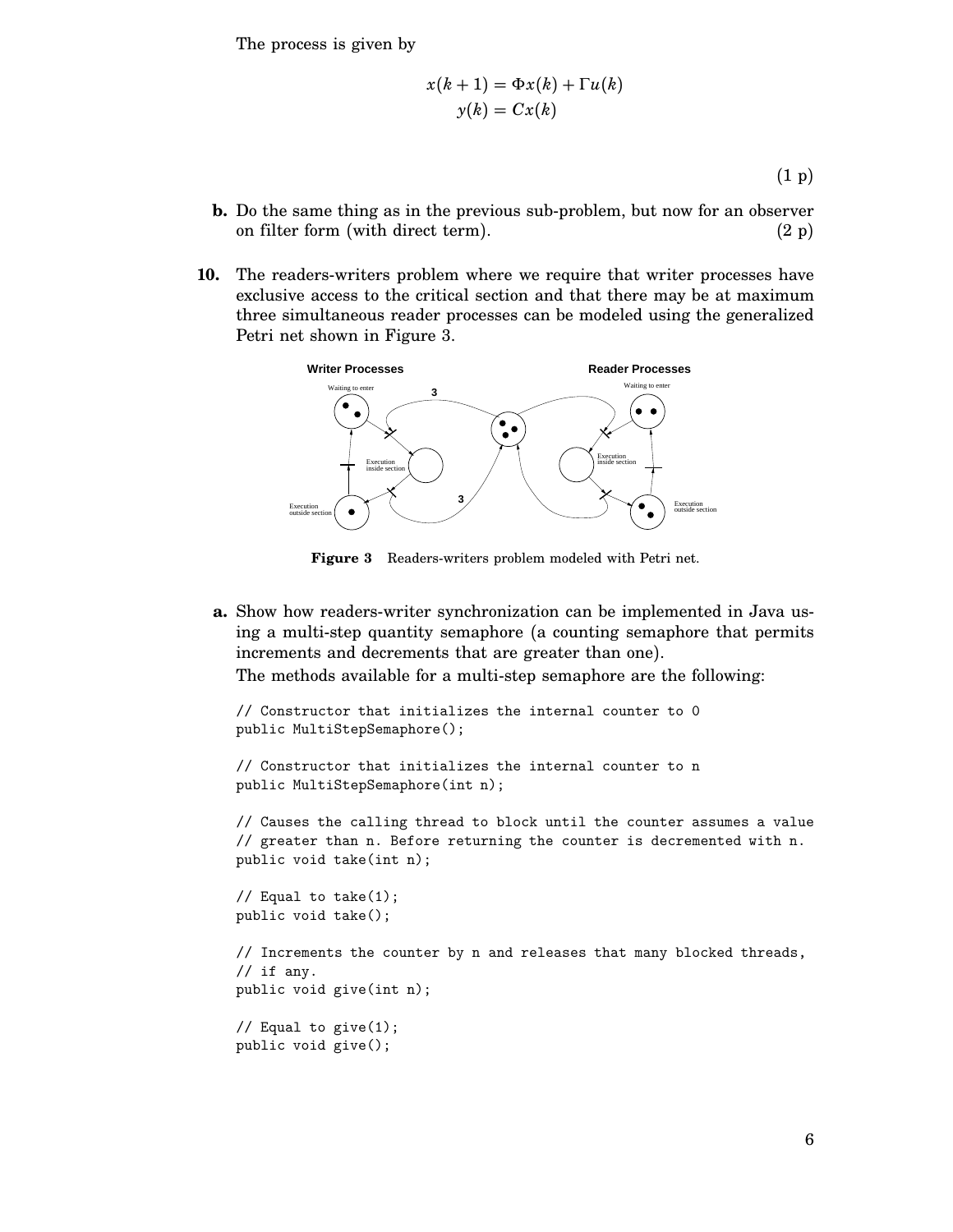The process is given by

$$x(k+1) = \Phi x(k) + \Gamma u(k)$$
$$y(k) = Cx(k)$$

(1 p)

**b.** Do the same thing as in the previous sub-problem, but now for an observer on filter form (with direct term). (2 p)

**10.** The readers-writers problem where we require that writer processes have exclusive access to the critical section and that there may be at maximum three simultaneous reader processes can be modeled using the generalized Petri net shown in Figure 3.

**Figure 3** Readers-writers problem modeled with Petri net.

**a.** Show how readers-writer synchronization can be implemented in Java using a multi-step quantity semaphore (a counting semaphore that permits increments and decrements that are greater than one).

The methods available for a multi-step semaphore are the following:

```
// Constructor that initializes the internal counter to 0
public MultiStepSemaphore();

// Constructor that initializes the internal counter to n
public MultiStepSemaphore(int n);

// Causes the calling thread to block until the counter assumes a value
// greater than n. Before returning the counter is decremented with n.
public void take(int n);

// Equal to take(1);
public void take();

// Increments the counter by n and releases that many blocked threads,
// if any.
public void give(int n);

// Equal to give(1);
public void give();
```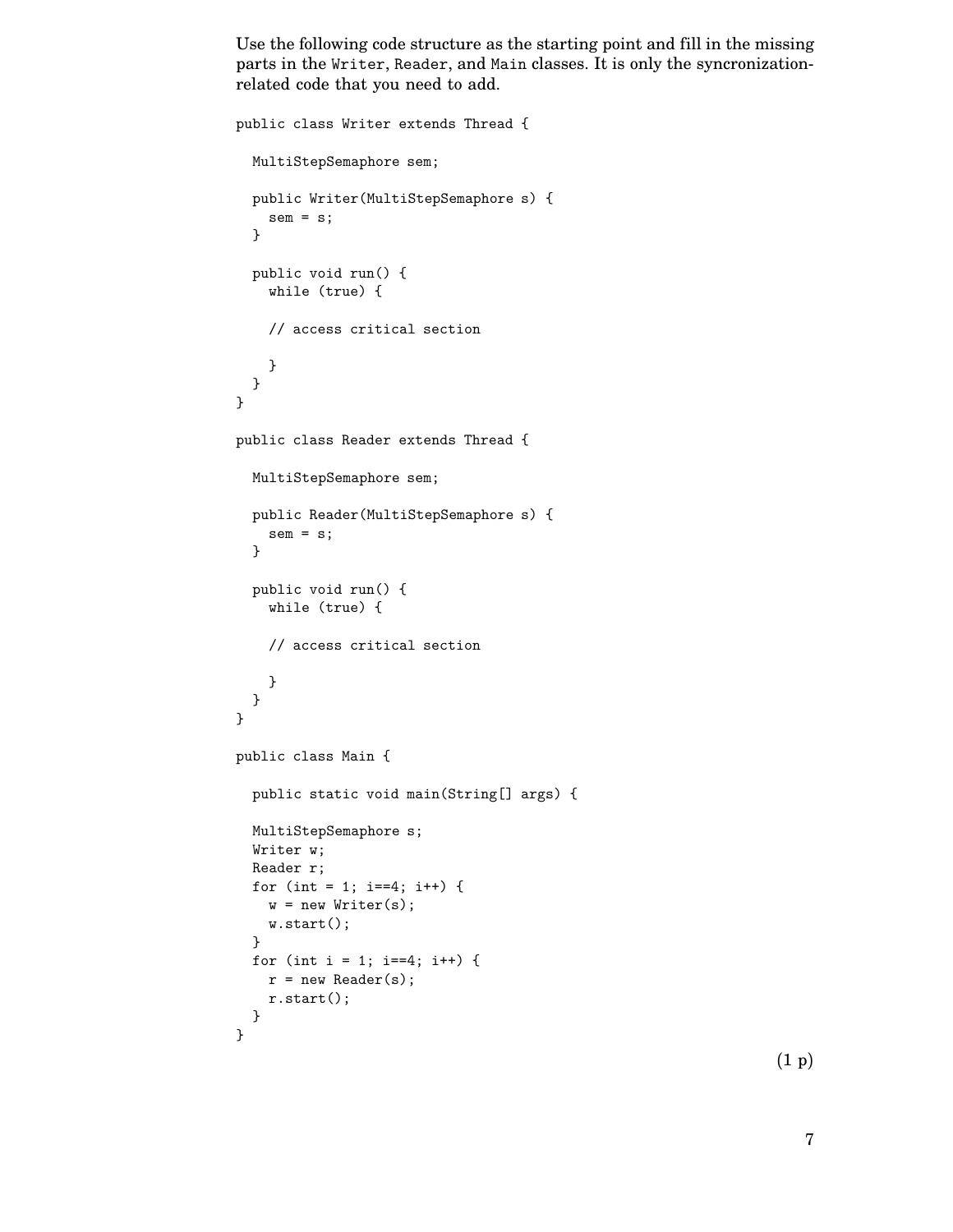Use the following code structure as the starting point and fill in the missing parts in the Writer, Reader, and Main classes. It is only the syncronization-related code that you need to add.

```
public class Writer extends Thread {

  MultiStepSemaphore sem;

  public Writer(MultiStepSemaphore s) {
    sem = s;
  }

  public void run() {
    while (true) {

    // access critical section

    }
  }
}

public class Reader extends Thread {

  MultiStepSemaphore sem;

  public Reader(MultiStepSemaphore s) {
    sem = s;
  }

  public void run() {
    while (true) {

    // access critical section

    }
  }
}

public class Main {

  public static void main(String[] args) {

  MultiStepSemaphore s;
  Writer w;
  Reader r;
  for (int = 1; i==4; i++) {
    w = new Writer(s);
    w.start();
  }
  for (int i = 1; i==4; i++) {
    r = new Reader(s);
    r.start();
  }
}
```

(1 p)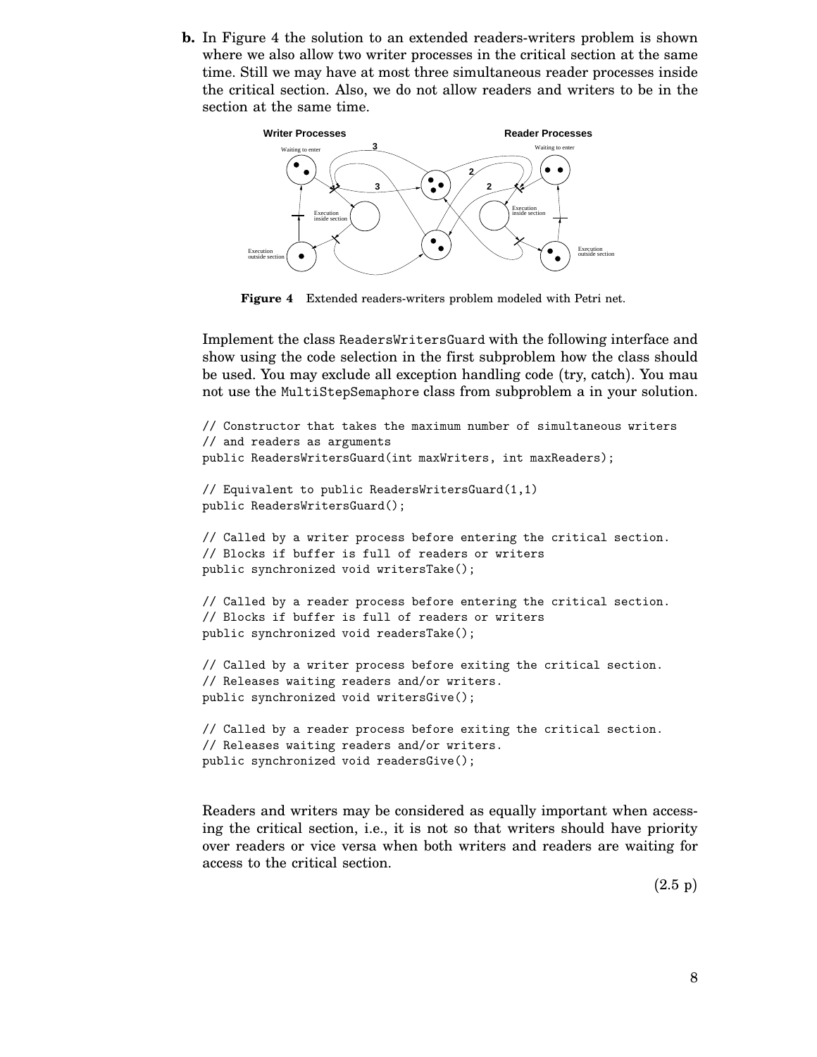**b.** In Figure 4 the solution to an extended readers-writers problem is shown where we also allow two writer processes in the critical section at the same time. Still we may have at most three simultaneous reader processes inside the critical section. Also, we do not allow readers and writers to be in the section at the same time.

Writer Processes

Reader Processes

Waiting to enter

Waiting to enter

3

3

2

2

Execution inside section

Execution inside section

Execution outside section

Execution outside section

**Figure 4** Extended readers-writers problem modeled with Petri net.

Implement the class ReadersWritersGuard with the following interface and show using the code selection in the first subproblem how the class should be used. You may exclude all exception handling code (try, catch). You mau not use the MultiStepSemaphore class from subproblem a in your solution.

```
// Constructor that takes the maximum number of simultaneous writers
// and readers as arguments
public ReadersWritersGuard(int maxWriters, int maxReaders);

// Equivalent to public ReadersWritersGuard(1,1)
public ReadersWritersGuard();

// Called by a writer process before entering the critical section.
// Blocks if buffer is full of readers or writers
public synchronized void writersTake();

// Called by a reader process before entering the critical section.
// Blocks if buffer is full of readers or writers
public synchronized void readersTake();

// Called by a writer process before exiting the critical section.
// Releases waiting readers and/or writers.
public synchronized void writersGive();

// Called by a reader process before exiting the critical section.
// Releases waiting readers and/or writers.
public synchronized void readersGive();
```

Readers and writers may be considered as equally important when accessing the critical section, i.e., it is not so that writers should have priority over readers or vice versa when both writers and readers are waiting for access to the critical section.

(2.5 p)